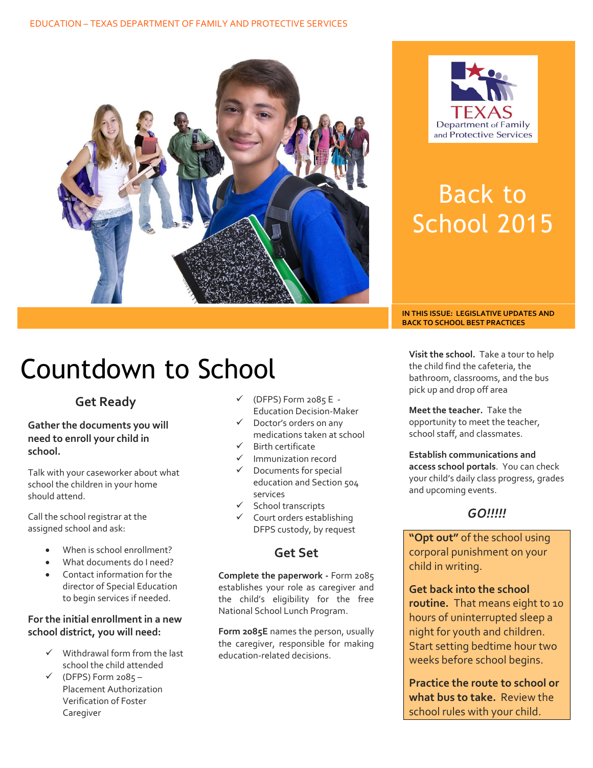EDUCATION – TEXAS DEPARTMENT OF FAMILY AND PROTECTIVE SERVICES

TEXAS Department of Family and Protective Services

# Back to School 2015

**IN THIS ISSUE: LEGISLATIVE UPDATES AND BACK TO SCHOOL BEST PRACTICES**

# Countdown to School

## Get Ready

**Gather the documents you will need to enroll your child in school.**

Talk with your caseworker about what school the children in your home should attend.

Call the school registrar at the assigned school and ask:

- When is school enrollment?
- What documents do I need?
- Contact information for the director of Special Education to begin services if needed.

**For the initial enrollment in a new school district, you will need:**

- ✓ Withdrawal form from the last school the child attended
- ✓ (DFPS) Form 2085 – Placement Authorization Verification of Foster Caregiver
- ✓ (DFPS) Form 2085 E - Education Decision-Maker
- ✓ Doctor's orders on any medications taken at school
- ✓ Birth certificate
- ✓ Immunization record
- ✓ Documents for special education and Section 504 services
- ✓ School transcripts
- ✓ Court orders establishing DFPS custody, by request

## Get Set

**Complete the paperwork -** Form 2085 establishes your role as caregiver and the child's eligibility for the free National School Lunch Program.

**Form 2085E** names the person, usually the caregiver, responsible for making education-related decisions.

**Visit the school.** Take a tour to help the child find the cafeteria, the bathroom, classrooms, and the bus pick up and drop off area

**Meet the teacher.** Take the opportunity to meet the teacher, school staff, and classmates.

**Establish communications and access school portals**. You can check your child's daily class progress, grades and upcoming events.

## *GO!!!!!*

**"Opt out"** of the school using corporal punishment on your child in writing.

**Get back into the school routine.** That means eight to 10 hours of uninterrupted sleep a night for youth and children. Start setting bedtime hour two weeks before school begins.

**Practice the route to school or what bus to take.** Review the school rules with your child.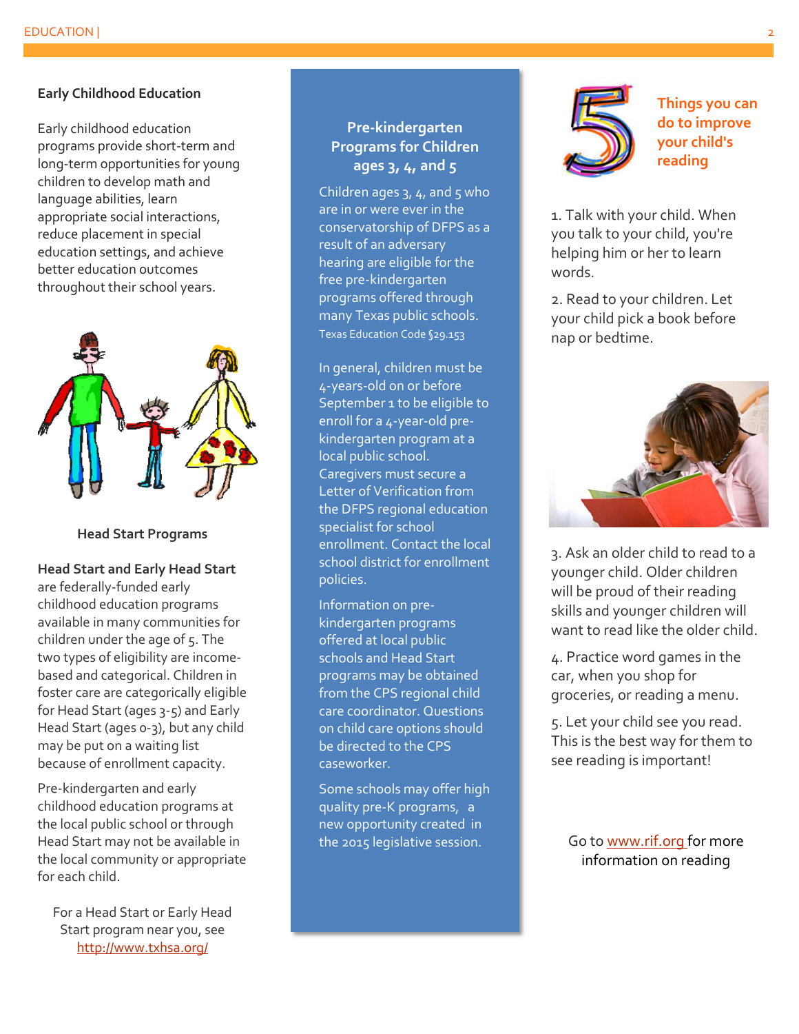## Early Childhood Education

Early childhood education programs provide short-term and long-term opportunities for young children to develop math and language abilities, learn appropriate social interactions, reduce placement in special education settings, and achieve better education outcomes throughout their school years.

### Head Start Programs

**Head Start and Early Head Start** are federally-funded early childhood education programs available in many communities for children under the age of 5. The two types of eligibility are income-based and categorical. Children in foster care are categorically eligible for Head Start (ages 3-5) and Early Head Start (ages 0-3), but any child may be put on a waiting list because of enrollment capacity.

Pre-kindergarten and early childhood education programs at the local public school or through Head Start may not be available in the local community or appropriate for each child.

For a Head Start or Early Head Start program near you, see http://www.txhsa.org/

## Pre-kindergarten Programs for Children ages 3, 4, and 5

Children ages 3, 4, and 5 who are in or were ever in the conservatorship of DFPS as a result of an adversary hearing are eligible for the free pre-kindergarten programs offered through many Texas public schools. Texas Education Code §29.153

In general, children must be 4-years-old on or before September 1 to be eligible to enroll for a 4-year-old pre-kindergarten program at a local public school. Caregivers must secure a Letter of Verification from the DFPS regional education specialist for school enrollment. Contact the local school district for enrollment policies.

Information on pre-kindergarten programs offered at local public schools and Head Start programs may be obtained from the CPS regional child care coordinator. Questions on child care options should be directed to the CPS caseworker.

Some schools may offer high quality pre-K programs, a new opportunity created in the 2015 legislative session.

## 5 Things you can do to improve your child's reading

1. Talk with your child. When you talk to your child, you're helping him or her to learn words.

2. Read to your children. Let your child pick a book before nap or bedtime.

3. Ask an older child to read to a younger child. Older children will be proud of their reading skills and younger children will want to read like the older child.

4. Practice word games in the car, when you shop for groceries, or reading a menu.

5. Let your child see you read. This is the best way for them to see reading is important!

Go to www.rif.org for more information on reading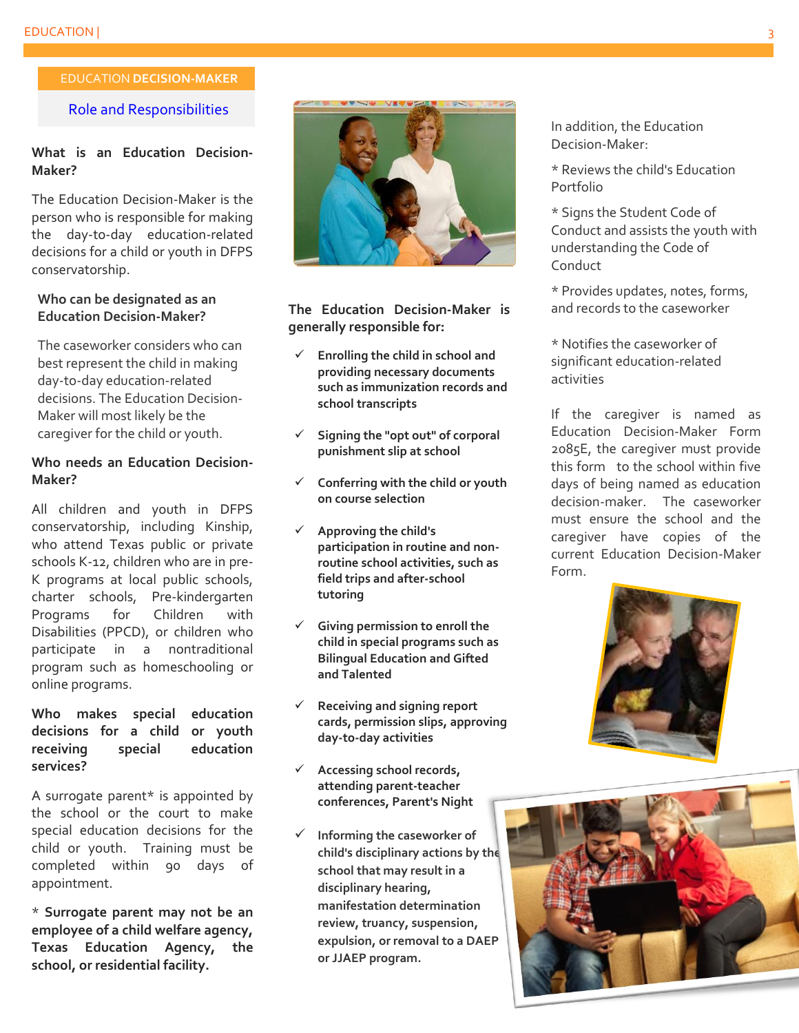## EDUCATION DECISION-MAKER

### Role and Responsibilities

**What is an Education Decision-Maker?**

The Education Decision-Maker is the person who is responsible for making the day-to-day education-related decisions for a child or youth in DFPS conservatorship.

**Who can be designated as an Education Decision-Maker?**

The caseworker considers who can best represent the child in making day-to-day education-related decisions. The Education Decision-Maker will most likely be the caregiver for the child or youth.

**Who needs an Education Decision-Maker?**

All children and youth in DFPS conservatorship, including Kinship, who attend Texas public or private schools K-12, children who are in pre-K programs at local public schools, charter schools, Pre-kindergarten Programs for Children with Disabilities (PPCD), or children who participate in a nontraditional program such as homeschooling or online programs.

**Who makes special education decisions for a child or youth receiving special education services?**

A surrogate parent* is appointed by the school or the court to make special education decisions for the child or youth. Training must be completed within 90 days of appointment.

* **Surrogate parent may not be an employee of a child welfare agency, Texas Education Agency, the school, or residential facility.**

**The Education Decision-Maker is generally responsible for:**

- ✓ **Enrolling the child in school and providing necessary documents such as immunization records and school transcripts**
- ✓ **Signing the "opt out" of corporal punishment slip at school**
- ✓ **Conferring with the child or youth on course selection**
- ✓ **Approving the child's participation in routine and non-routine school activities, such as field trips and after-school tutoring**
- ✓ **Giving permission to enroll the child in special programs such as Bilingual Education and Gifted and Talented**
- ✓ **Receiving and signing report cards, permission slips, approving day-to-day activities**
- ✓ **Accessing school records, attending parent-teacher conferences, Parent's Night**
- ✓ **Informing the caseworker of child's disciplinary actions by the school that may result in a disciplinary hearing, manifestation determination review, truancy, suspension, expulsion, or removal to a DAEP or JJAEP program.**

In addition, the Education Decision-Maker:

* Reviews the child's Education Portfolio

* Signs the Student Code of Conduct and assists the youth with understanding the Code of Conduct

* Provides updates, notes, forms, and records to the caseworker

* Notifies the caseworker of significant education-related activities

If the caregiver is named as Education Decision-Maker Form 2085E, the caregiver must provide this form to the school within five days of being named as education decision-maker. The caseworker must ensure the school and the caregiver have copies of the current Education Decision-Maker Form.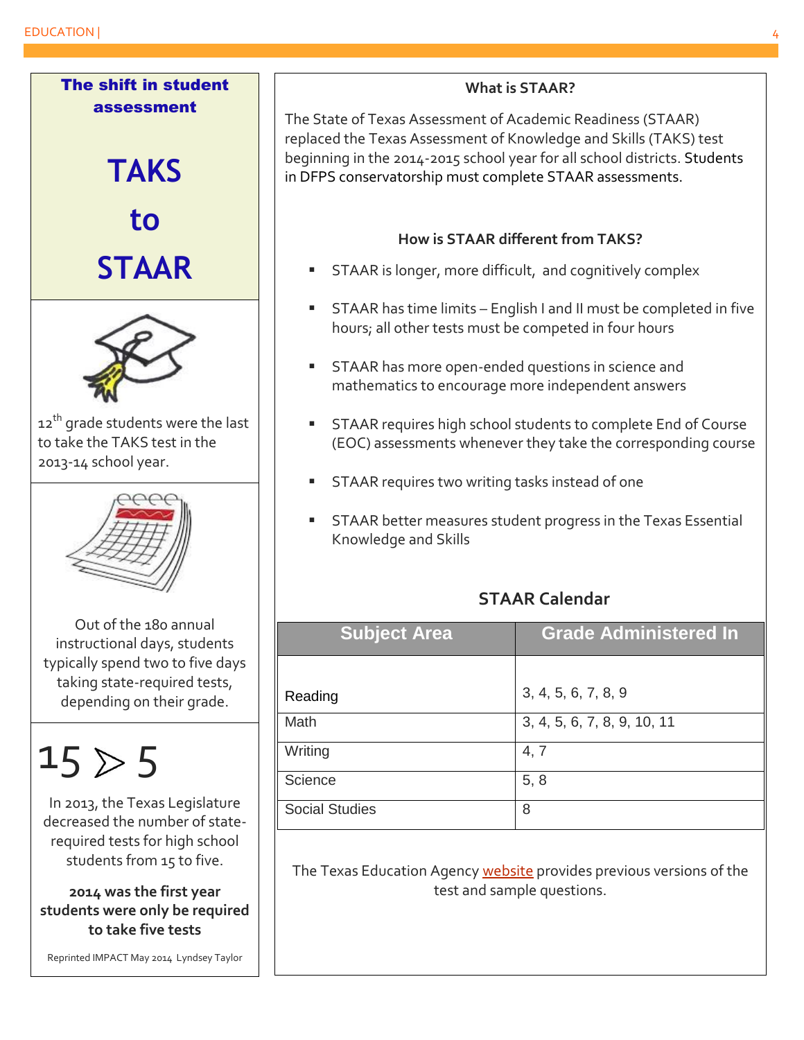## The shift in student assessment

# TAKS to STAAR

12th grade students were the last to take the TAKS test in the 2013-14 school year.

Out of the 180 annual instructional days, students typically spend two to five days taking state-required tests, depending on their grade.

15 ⋗ 5

In 2013, the Texas Legislature decreased the number of state-required tests for high school students from 15 to five.

**2014 was the first year students were only be required to take five tests**

Reprinted IMPACT May 2014 Lyndsey Taylor

### What is STAAR?

The State of Texas Assessment of Academic Readiness (STAAR) replaced the Texas Assessment of Knowledge and Skills (TAKS) test beginning in the 2014-2015 school year for all school districts. Students in DFPS conservatorship must complete STAAR assessments.

### How is STAAR different from TAKS?

- STAAR is longer, more difficult, and cognitively complex
- STAAR has time limits – English I and II must be completed in five hours; all other tests must be competed in four hours
- STAAR has more open-ended questions in science and mathematics to encourage more independent answers
- STAAR requires high school students to complete End of Course (EOC) assessments whenever they take the corresponding course
- STAAR requires two writing tasks instead of one
- STAAR better measures student progress in the Texas Essential Knowledge and Skills

### STAAR Calendar

| Subject Area | Grade Administered In |
|---|---|
| Reading | 3, 4, 5, 6, 7, 8, 9 |
| Math | 3, 4, 5, 6, 7, 8, 9, 10, 11 |
| Writing | 4, 7 |
| Science | 5, 8 |
| Social Studies | 8 |

The Texas Education Agency website provides previous versions of the test and sample questions.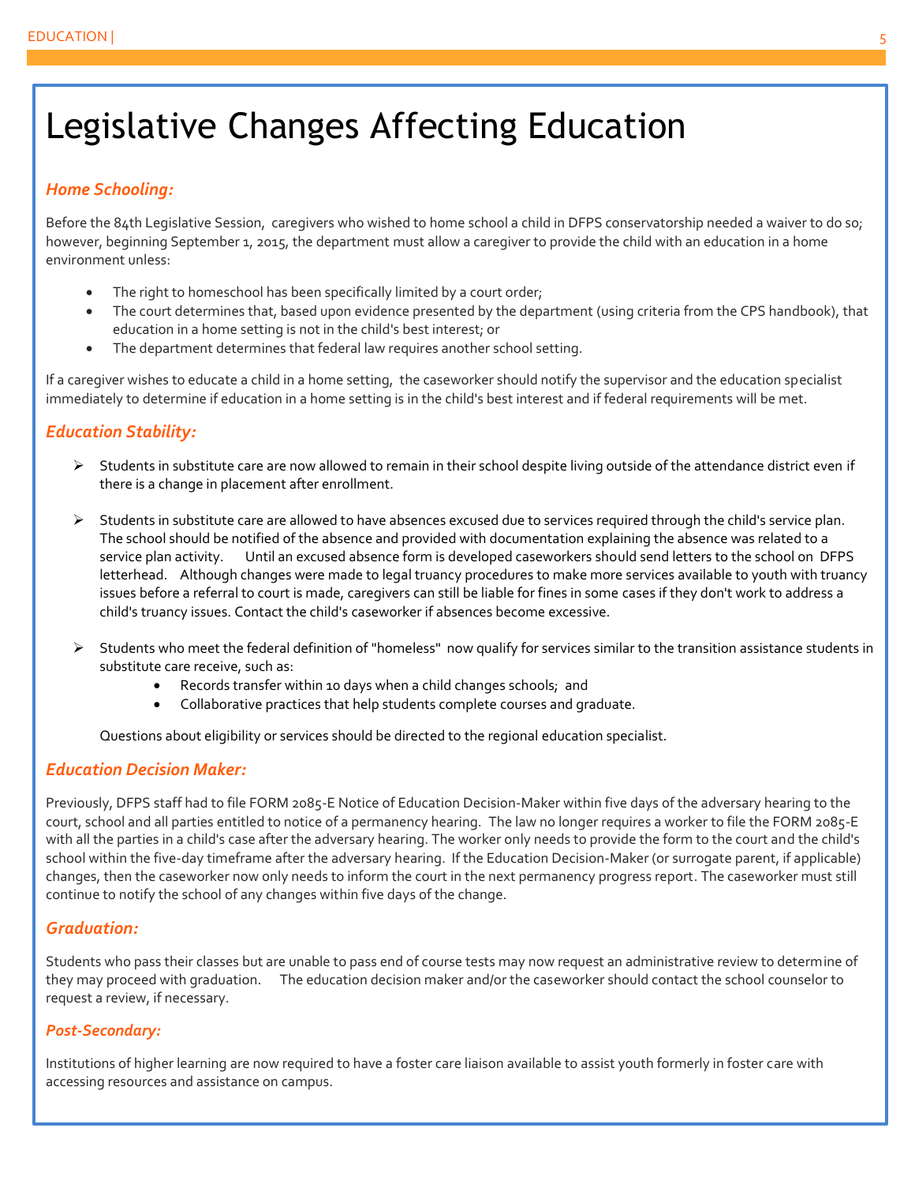# Legislative Changes Affecting Education

### *Home Schooling:*

Before the 84th Legislative Session, caregivers who wished to home school a child in DFPS conservatorship needed a waiver to do so; however, beginning September 1, 2015, the department must allow a caregiver to provide the child with an education in a home environment unless:

- The right to homeschool has been specifically limited by a court order;
- The court determines that, based upon evidence presented by the department (using criteria from the CPS handbook), that education in a home setting is not in the child's best interest; or
- The department determines that federal law requires another school setting.

If a caregiver wishes to educate a child in a home setting, the caseworker should notify the supervisor and the education specialist immediately to determine if education in a home setting is in the child's best interest and if federal requirements will be met.

### *Education Stability:*

- Students in substitute care are now allowed to remain in their school despite living outside of the attendance district even if there is a change in placement after enrollment.
- Students in substitute care are allowed to have absences excused due to services required through the child's service plan. The school should be notified of the absence and provided with documentation explaining the absence was related to a service plan activity. Until an excused absence form is developed caseworkers should send letters to the school on DFPS letterhead. Although changes were made to legal truancy procedures to make more services available to youth with truancy issues before a referral to court is made, caregivers can still be liable for fines in some cases if they don't work to address a child's truancy issues. Contact the child's caseworker if absences become excessive.
- Students who meet the federal definition of "homeless" now qualify for services similar to the transition assistance students in substitute care receive, such as:
  - Records transfer within 10 days when a child changes schools; and
  - Collaborative practices that help students complete courses and graduate.

  Questions about eligibility or services should be directed to the regional education specialist.

### *Education Decision Maker:*

Previously, DFPS staff had to file FORM 2085-E Notice of Education Decision-Maker within five days of the adversary hearing to the court, school and all parties entitled to notice of a permanency hearing. The law no longer requires a worker to file the FORM 2085-E with all the parties in a child's case after the adversary hearing. The worker only needs to provide the form to the court and the child's school within the five-day timeframe after the adversary hearing. If the Education Decision-Maker (or surrogate parent, if applicable) changes, then the caseworker now only needs to inform the court in the next permanency progress report. The caseworker must still continue to notify the school of any changes within five days of the change.

### *Graduation:*

Students who pass their classes but are unable to pass end of course tests may now request an administrative review to determine of they may proceed with graduation. The education decision maker and/or the caseworker should contact the school counselor to request a review, if necessary.

### *Post-Secondary:*

Institutions of higher learning are now required to have a foster care liaison available to assist youth formerly in foster care with accessing resources and assistance on campus.